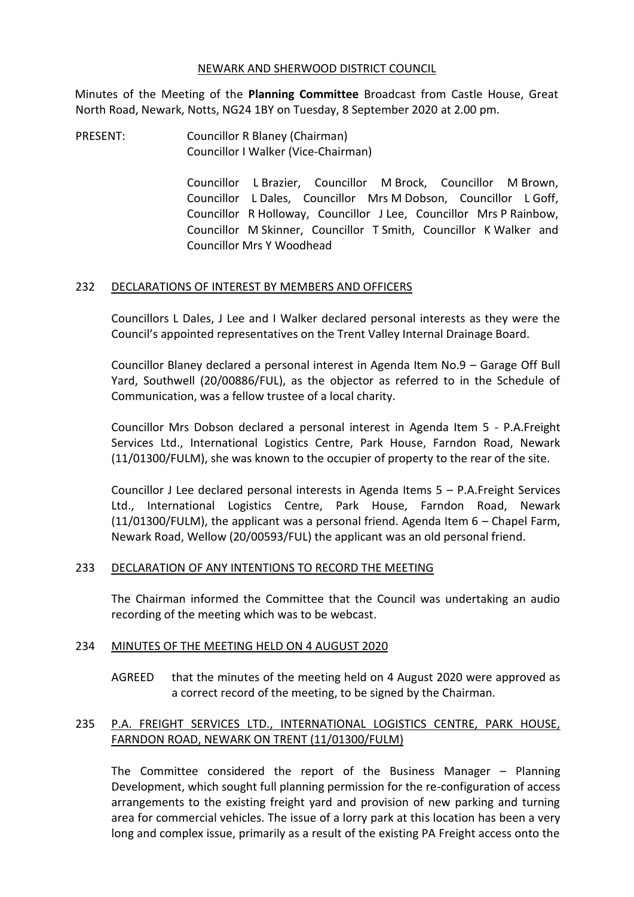NEWARK AND SHERWOOD DISTRICT COUNCIL

Minutes of the Meeting of the **Planning Committee** Broadcast from Castle House, Great North Road, Newark, Notts, NG24 1BY on Tuesday, 8 September 2020 at 2.00 pm.

PRESENT: Councillor R Blaney (Chairman)
Councillor I Walker (Vice-Chairman)

Councillor L Brazier, Councillor M Brock, Councillor M Brown, Councillor L Dales, Councillor Mrs M Dobson, Councillor L Goff, Councillor R Holloway, Councillor J Lee, Councillor Mrs P Rainbow, Councillor M Skinner, Councillor T Smith, Councillor K Walker and Councillor Mrs Y Woodhead

## 232 DECLARATIONS OF INTEREST BY MEMBERS AND OFFICERS

Councillors L Dales, J Lee and I Walker declared personal interests as they were the Council's appointed representatives on the Trent Valley Internal Drainage Board.

Councillor Blaney declared a personal interest in Agenda Item No.9 – Garage Off Bull Yard, Southwell (20/00886/FUL), as the objector as referred to in the Schedule of Communication, was a fellow trustee of a local charity.

Councillor Mrs Dobson declared a personal interest in Agenda Item 5 - P.A.Freight Services Ltd., International Logistics Centre, Park House, Farndon Road, Newark (11/01300/FULM), she was known to the occupier of property to the rear of the site.

Councillor J Lee declared personal interests in Agenda Items 5 – P.A.Freight Services Ltd., International Logistics Centre, Park House, Farndon Road, Newark (11/01300/FULM), the applicant was a personal friend. Agenda Item 6 – Chapel Farm, Newark Road, Wellow (20/00593/FUL) the applicant was an old personal friend.

## 233 DECLARATION OF ANY INTENTIONS TO RECORD THE MEETING

The Chairman informed the Committee that the Council was undertaking an audio recording of the meeting which was to be webcast.

## 234 MINUTES OF THE MEETING HELD ON 4 AUGUST 2020

AGREED that the minutes of the meeting held on 4 August 2020 were approved as a correct record of the meeting, to be signed by the Chairman.

## 235 P.A. FREIGHT SERVICES LTD., INTERNATIONAL LOGISTICS CENTRE, PARK HOUSE, FARNDON ROAD, NEWARK ON TRENT (11/01300/FULM)

The Committee considered the report of the Business Manager – Planning Development, which sought full planning permission for the re-configuration of access arrangements to the existing freight yard and provision of new parking and turning area for commercial vehicles. The issue of a lorry park at this location has been a very long and complex issue, primarily as a result of the existing PA Freight access onto the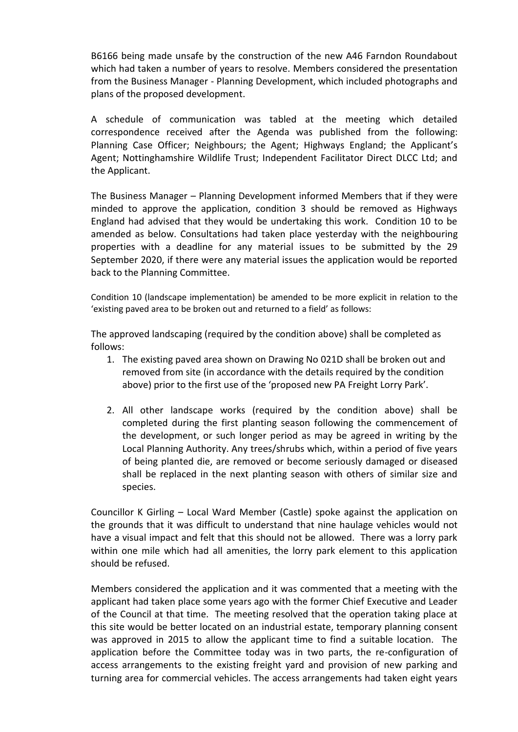B6166 being made unsafe by the construction of the new A46 Farndon Roundabout which had taken a number of years to resolve. Members considered the presentation from the Business Manager - Planning Development, which included photographs and plans of the proposed development.

A schedule of communication was tabled at the meeting which detailed correspondence received after the Agenda was published from the following: Planning Case Officer; Neighbours; the Agent; Highways England; the Applicant's Agent; Nottinghamshire Wildlife Trust; Independent Facilitator Direct DLCC Ltd; and the Applicant.

The Business Manager – Planning Development informed Members that if they were minded to approve the application, condition 3 should be removed as Highways England had advised that they would be undertaking this work. Condition 10 to be amended as below. Consultations had taken place yesterday with the neighbouring properties with a deadline for any material issues to be submitted by the 29 September 2020, if there were any material issues the application would be reported back to the Planning Committee.

Condition 10 (landscape implementation) be amended to be more explicit in relation to the 'existing paved area to be broken out and returned to a field' as follows:

The approved landscaping (required by the condition above) shall be completed as follows:

1. The existing paved area shown on Drawing No 021D shall be broken out and removed from site (in accordance with the details required by the condition above) prior to the first use of the 'proposed new PA Freight Lorry Park'.

2. All other landscape works (required by the condition above) shall be completed during the first planting season following the commencement of the development, or such longer period as may be agreed in writing by the Local Planning Authority. Any trees/shrubs which, within a period of five years of being planted die, are removed or become seriously damaged or diseased shall be replaced in the next planting season with others of similar size and species.

Councillor K Girling – Local Ward Member (Castle) spoke against the application on the grounds that it was difficult to understand that nine haulage vehicles would not have a visual impact and felt that this should not be allowed. There was a lorry park within one mile which had all amenities, the lorry park element to this application should be refused.

Members considered the application and it was commented that a meeting with the applicant had taken place some years ago with the former Chief Executive and Leader of the Council at that time. The meeting resolved that the operation taking place at this site would be better located on an industrial estate, temporary planning consent was approved in 2015 to allow the applicant time to find a suitable location. The application before the Committee today was in two parts, the re-configuration of access arrangements to the existing freight yard and provision of new parking and turning area for commercial vehicles. The access arrangements had taken eight years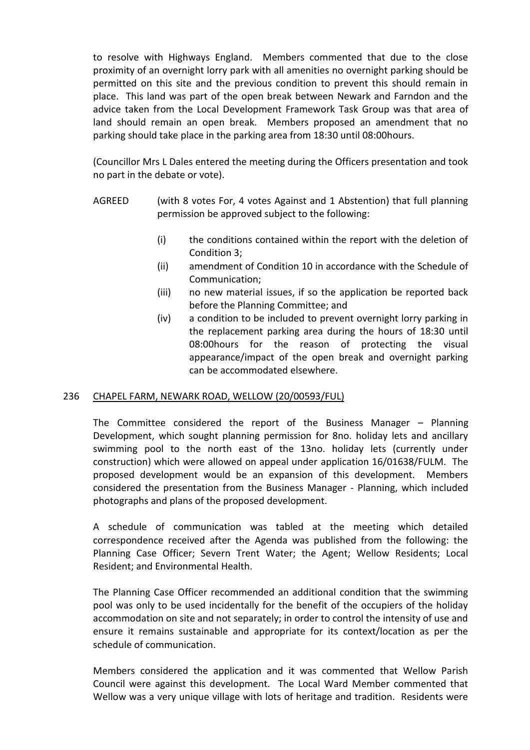to resolve with Highways England. Members commented that due to the close proximity of an overnight lorry park with all amenities no overnight parking should be permitted on this site and the previous condition to prevent this should remain in place. This land was part of the open break between Newark and Farndon and the advice taken from the Local Development Framework Task Group was that area of land should remain an open break. Members proposed an amendment that no parking should take place in the parking area from 18:30 until 08:00hours.

(Councillor Mrs L Dales entered the meeting during the Officers presentation and took no part in the debate or vote).

AGREED (with 8 votes For, 4 votes Against and 1 Abstention) that full planning permission be approved subject to the following:

(i) the conditions contained within the report with the deletion of Condition 3;

(ii) amendment of Condition 10 in accordance with the Schedule of Communication;

(iii) no new material issues, if so the application be reported back before the Planning Committee; and

(iv) a condition to be included to prevent overnight lorry parking in the replacement parking area during the hours of 18:30 until 08:00hours for the reason of protecting the visual appearance/impact of the open break and overnight parking can be accommodated elsewhere.

## 236 CHAPEL FARM, NEWARK ROAD, WELLOW (20/00593/FUL)

The Committee considered the report of the Business Manager – Planning Development, which sought planning permission for 8no. holiday lets and ancillary swimming pool to the north east of the 13no. holiday lets (currently under construction) which were allowed on appeal under application 16/01638/FULM. The proposed development would be an expansion of this development. Members considered the presentation from the Business Manager - Planning, which included photographs and plans of the proposed development.

A schedule of communication was tabled at the meeting which detailed correspondence received after the Agenda was published from the following: the Planning Case Officer; Severn Trent Water; the Agent; Wellow Residents; Local Resident; and Environmental Health.

The Planning Case Officer recommended an additional condition that the swimming pool was only to be used incidentally for the benefit of the occupiers of the holiday accommodation on site and not separately; in order to control the intensity of use and ensure it remains sustainable and appropriate for its context/location as per the schedule of communication.

Members considered the application and it was commented that Wellow Parish Council were against this development. The Local Ward Member commented that Wellow was a very unique village with lots of heritage and tradition. Residents were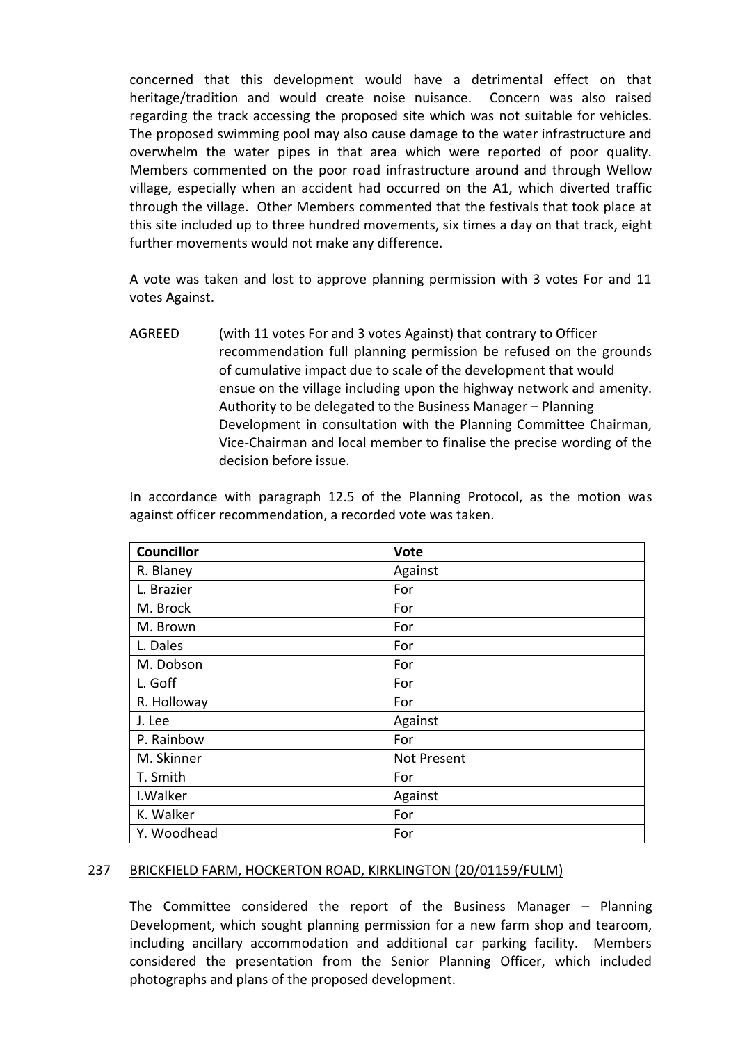concerned that this development would have a detrimental effect on that heritage/tradition and would create noise nuisance. Concern was also raised regarding the track accessing the proposed site which was not suitable for vehicles. The proposed swimming pool may also cause damage to the water infrastructure and overwhelm the water pipes in that area which were reported of poor quality. Members commented on the poor road infrastructure around and through Wellow village, especially when an accident had occurred on the A1, which diverted traffic through the village. Other Members commented that the festivals that took place at this site included up to three hundred movements, six times a day on that track, eight further movements would not make any difference.

A vote was taken and lost to approve planning permission with 3 votes For and 11 votes Against.

AGREED (with 11 votes For and 3 votes Against) that contrary to Officer recommendation full planning permission be refused on the grounds of cumulative impact due to scale of the development that would ensue on the village including upon the highway network and amenity. Authority to be delegated to the Business Manager – Planning Development in consultation with the Planning Committee Chairman, Vice-Chairman and local member to finalise the precise wording of the decision before issue.

In accordance with paragraph 12.5 of the Planning Protocol, as the motion was against officer recommendation, a recorded vote was taken.

| Councillor | Vote |
|---|---|
| R. Blaney | Against |
| L. Brazier | For |
| M. Brock | For |
| M. Brown | For |
| L. Dales | For |
| M. Dobson | For |
| L. Goff | For |
| R. Holloway | For |
| J. Lee | Against |
| P. Rainbow | For |
| M. Skinner | Not Present |
| T. Smith | For |
| I.Walker | Against |
| K. Walker | For |
| Y. Woodhead | For |

## 237 BRICKFIELD FARM, HOCKERTON ROAD, KIRKLINGTON (20/01159/FULM)

The Committee considered the report of the Business Manager – Planning Development, which sought planning permission for a new farm shop and tearoom, including ancillary accommodation and additional car parking facility. Members considered the presentation from the Senior Planning Officer, which included photographs and plans of the proposed development.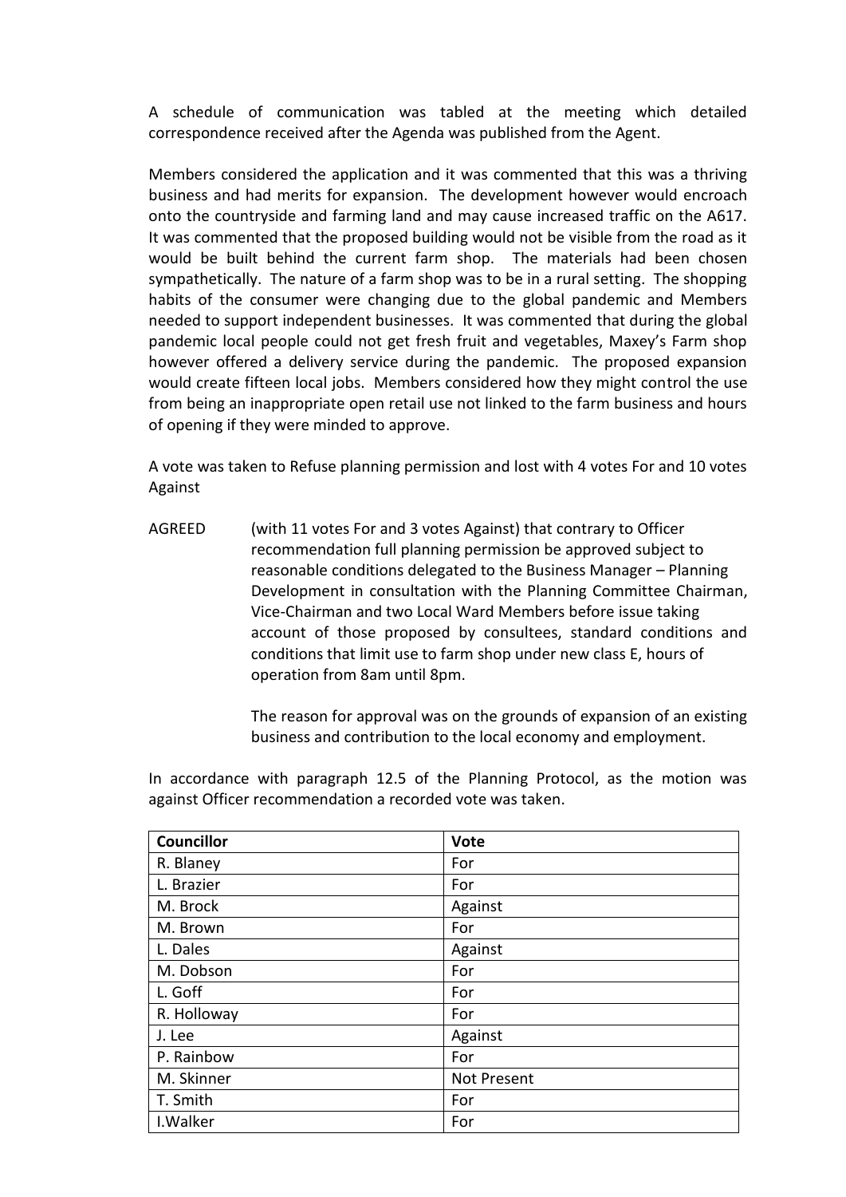A schedule of communication was tabled at the meeting which detailed correspondence received after the Agenda was published from the Agent.

Members considered the application and it was commented that this was a thriving business and had merits for expansion. The development however would encroach onto the countryside and farming land and may cause increased traffic on the A617. It was commented that the proposed building would not be visible from the road as it would be built behind the current farm shop. The materials had been chosen sympathetically. The nature of a farm shop was to be in a rural setting. The shopping habits of the consumer were changing due to the global pandemic and Members needed to support independent businesses. It was commented that during the global pandemic local people could not get fresh fruit and vegetables, Maxey's Farm shop however offered a delivery service during the pandemic. The proposed expansion would create fifteen local jobs. Members considered how they might control the use from being an inappropriate open retail use not linked to the farm business and hours of opening if they were minded to approve.

A vote was taken to Refuse planning permission and lost with 4 votes For and 10 votes Against

AGREED (with 11 votes For and 3 votes Against) that contrary to Officer recommendation full planning permission be approved subject to reasonable conditions delegated to the Business Manager – Planning Development in consultation with the Planning Committee Chairman, Vice-Chairman and two Local Ward Members before issue taking account of those proposed by consultees, standard conditions and conditions that limit use to farm shop under new class E, hours of operation from 8am until 8pm.

The reason for approval was on the grounds of expansion of an existing business and contribution to the local economy and employment.

In accordance with paragraph 12.5 of the Planning Protocol, as the motion was against Officer recommendation a recorded vote was taken.

| Councillor | Vote |
|---|---|
| R. Blaney | For |
| L. Brazier | For |
| M. Brock | Against |
| M. Brown | For |
| L. Dales | Against |
| M. Dobson | For |
| L. Goff | For |
| R. Holloway | For |
| J. Lee | Against |
| P. Rainbow | For |
| M. Skinner | Not Present |
| T. Smith | For |
| I.Walker | For |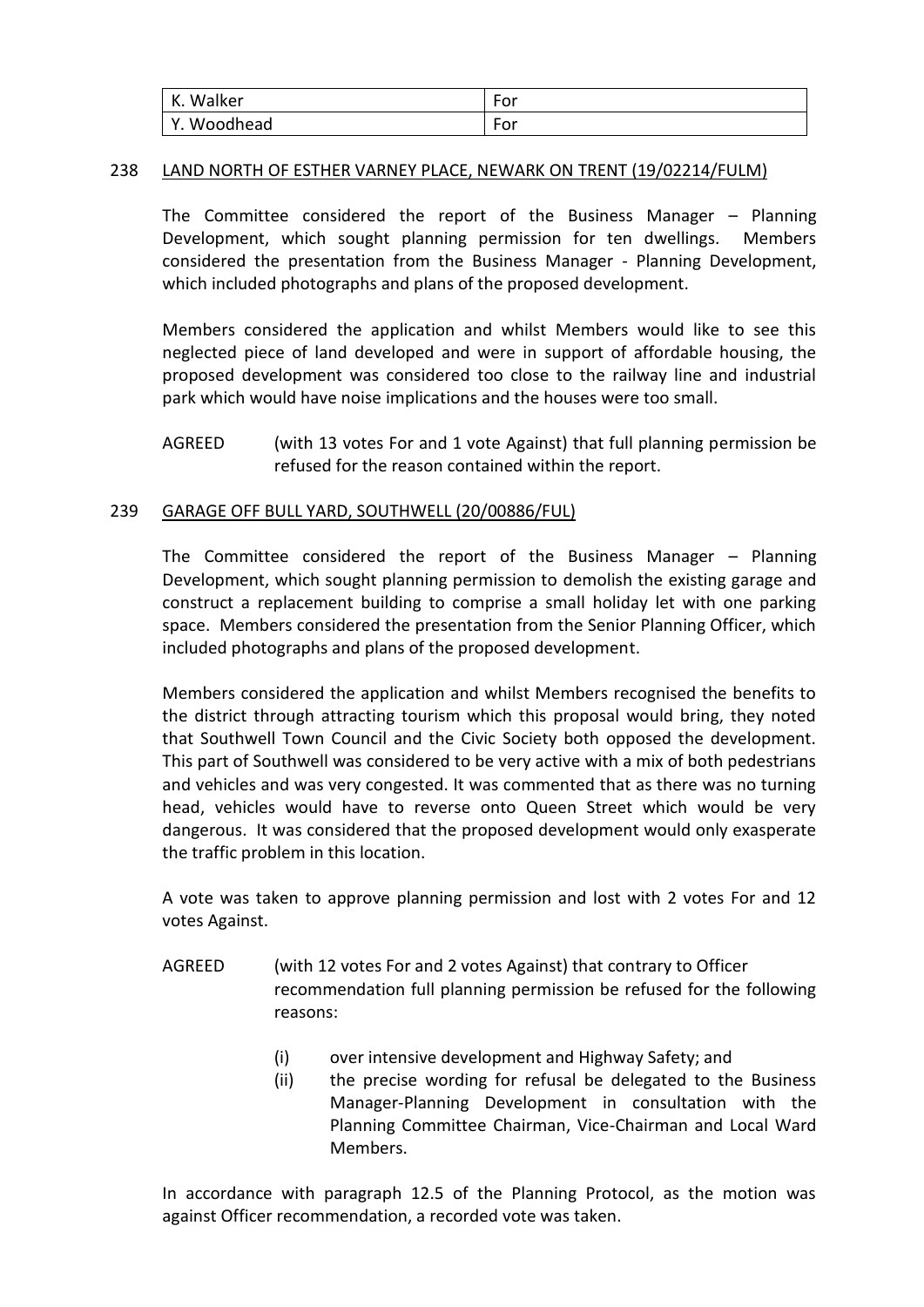| K. Walker | For |
|---|---|
| Y. Woodhead | For |

238 LAND NORTH OF ESTHER VARNEY PLACE, NEWARK ON TRENT (19/02214/FULM)

The Committee considered the report of the Business Manager – Planning Development, which sought planning permission for ten dwellings. Members considered the presentation from the Business Manager - Planning Development, which included photographs and plans of the proposed development.

Members considered the application and whilst Members would like to see this neglected piece of land developed and were in support of affordable housing, the proposed development was considered too close to the railway line and industrial park which would have noise implications and the houses were too small.

AGREED (with 13 votes For and 1 vote Against) that full planning permission be refused for the reason contained within the report.

239 GARAGE OFF BULL YARD, SOUTHWELL (20/00886/FUL)

The Committee considered the report of the Business Manager – Planning Development, which sought planning permission to demolish the existing garage and construct a replacement building to comprise a small holiday let with one parking space. Members considered the presentation from the Senior Planning Officer, which included photographs and plans of the proposed development.

Members considered the application and whilst Members recognised the benefits to the district through attracting tourism which this proposal would bring, they noted that Southwell Town Council and the Civic Society both opposed the development. This part of Southwell was considered to be very active with a mix of both pedestrians and vehicles and was very congested. It was commented that as there was no turning head, vehicles would have to reverse onto Queen Street which would be very dangerous. It was considered that the proposed development would only exasperate the traffic problem in this location.

A vote was taken to approve planning permission and lost with 2 votes For and 12 votes Against.

AGREED (with 12 votes For and 2 votes Against) that contrary to Officer recommendation full planning permission be refused for the following reasons:

(i) over intensive development and Highway Safety; and

(ii) the precise wording for refusal be delegated to the Business Manager-Planning Development in consultation with the Planning Committee Chairman, Vice-Chairman and Local Ward Members.

In accordance with paragraph 12.5 of the Planning Protocol, as the motion was against Officer recommendation, a recorded vote was taken.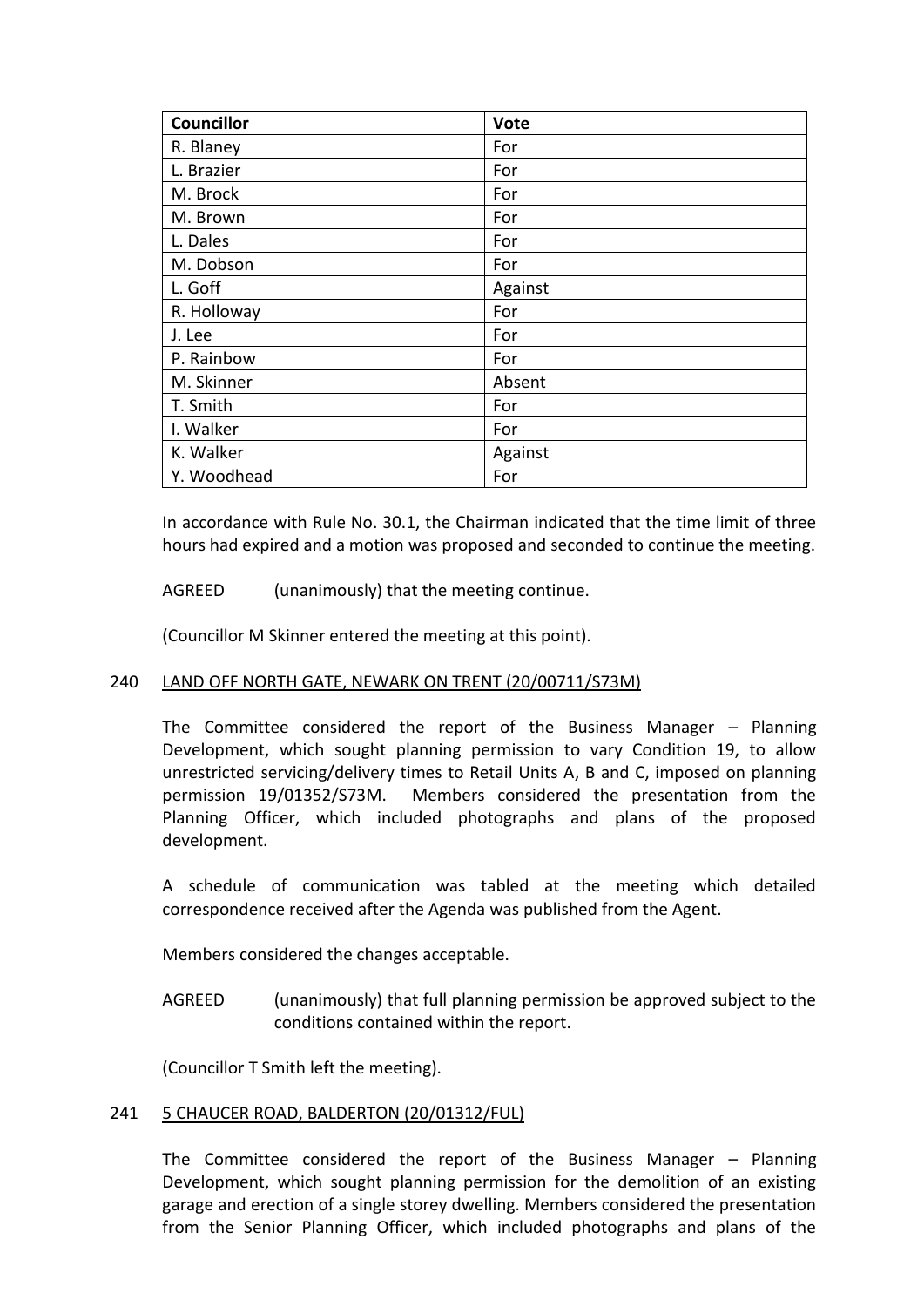| Councillor | Vote |
|---|---|
| R. Blaney | For |
| L. Brazier | For |
| M. Brock | For |
| M. Brown | For |
| L. Dales | For |
| M. Dobson | For |
| L. Goff | Against |
| R. Holloway | For |
| J. Lee | For |
| P. Rainbow | For |
| M. Skinner | Absent |
| T. Smith | For |
| I. Walker | For |
| K. Walker | Against |
| Y. Woodhead | For |

In accordance with Rule No. 30.1, the Chairman indicated that the time limit of three hours had expired and a motion was proposed and seconded to continue the meeting.

AGREED (unanimously) that the meeting continue.

(Councillor M Skinner entered the meeting at this point).

## 240 LAND OFF NORTH GATE, NEWARK ON TRENT (20/00711/S73M)

The Committee considered the report of the Business Manager – Planning Development, which sought planning permission to vary Condition 19, to allow unrestricted servicing/delivery times to Retail Units A, B and C, imposed on planning permission 19/01352/S73M. Members considered the presentation from the Planning Officer, which included photographs and plans of the proposed development.

A schedule of communication was tabled at the meeting which detailed correspondence received after the Agenda was published from the Agent.

Members considered the changes acceptable.

AGREED (unanimously) that full planning permission be approved subject to the conditions contained within the report.

(Councillor T Smith left the meeting).

## 241 5 CHAUCER ROAD, BALDERTON (20/01312/FUL)

The Committee considered the report of the Business Manager – Planning Development, which sought planning permission for the demolition of an existing garage and erection of a single storey dwelling. Members considered the presentation from the Senior Planning Officer, which included photographs and plans of the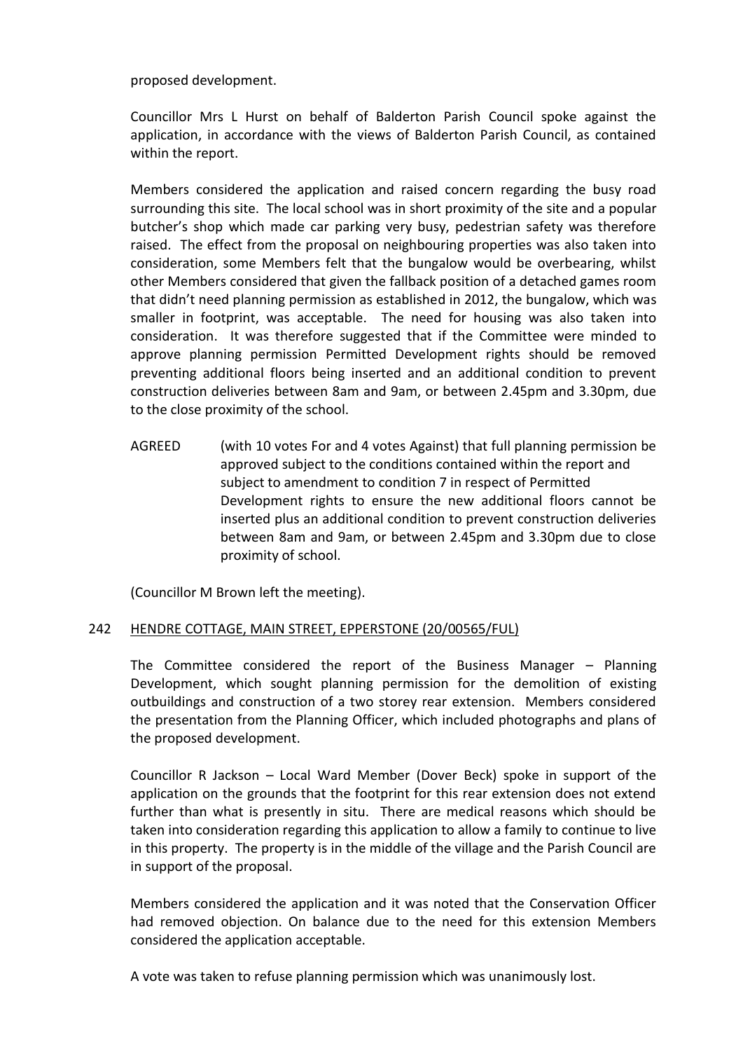proposed development.

Councillor Mrs L Hurst on behalf of Balderton Parish Council spoke against the application, in accordance with the views of Balderton Parish Council, as contained within the report.

Members considered the application and raised concern regarding the busy road surrounding this site. The local school was in short proximity of the site and a popular butcher's shop which made car parking very busy, pedestrian safety was therefore raised. The effect from the proposal on neighbouring properties was also taken into consideration, some Members felt that the bungalow would be overbearing, whilst other Members considered that given the fallback position of a detached games room that didn't need planning permission as established in 2012, the bungalow, which was smaller in footprint, was acceptable. The need for housing was also taken into consideration. It was therefore suggested that if the Committee were minded to approve planning permission Permitted Development rights should be removed preventing additional floors being inserted and an additional condition to prevent construction deliveries between 8am and 9am, or between 2.45pm and 3.30pm, due to the close proximity of the school.

AGREED (with 10 votes For and 4 votes Against) that full planning permission be approved subject to the conditions contained within the report and subject to amendment to condition 7 in respect of Permitted Development rights to ensure the new additional floors cannot be inserted plus an additional condition to prevent construction deliveries between 8am and 9am, or between 2.45pm and 3.30pm due to close proximity of school.

(Councillor M Brown left the meeting).

## 242 HENDRE COTTAGE, MAIN STREET, EPPERSTONE (20/00565/FUL)

The Committee considered the report of the Business Manager – Planning Development, which sought planning permission for the demolition of existing outbuildings and construction of a two storey rear extension. Members considered the presentation from the Planning Officer, which included photographs and plans of the proposed development.

Councillor R Jackson – Local Ward Member (Dover Beck) spoke in support of the application on the grounds that the footprint for this rear extension does not extend further than what is presently in situ. There are medical reasons which should be taken into consideration regarding this application to allow a family to continue to live in this property. The property is in the middle of the village and the Parish Council are in support of the proposal.

Members considered the application and it was noted that the Conservation Officer had removed objection. On balance due to the need for this extension Members considered the application acceptable.

A vote was taken to refuse planning permission which was unanimously lost.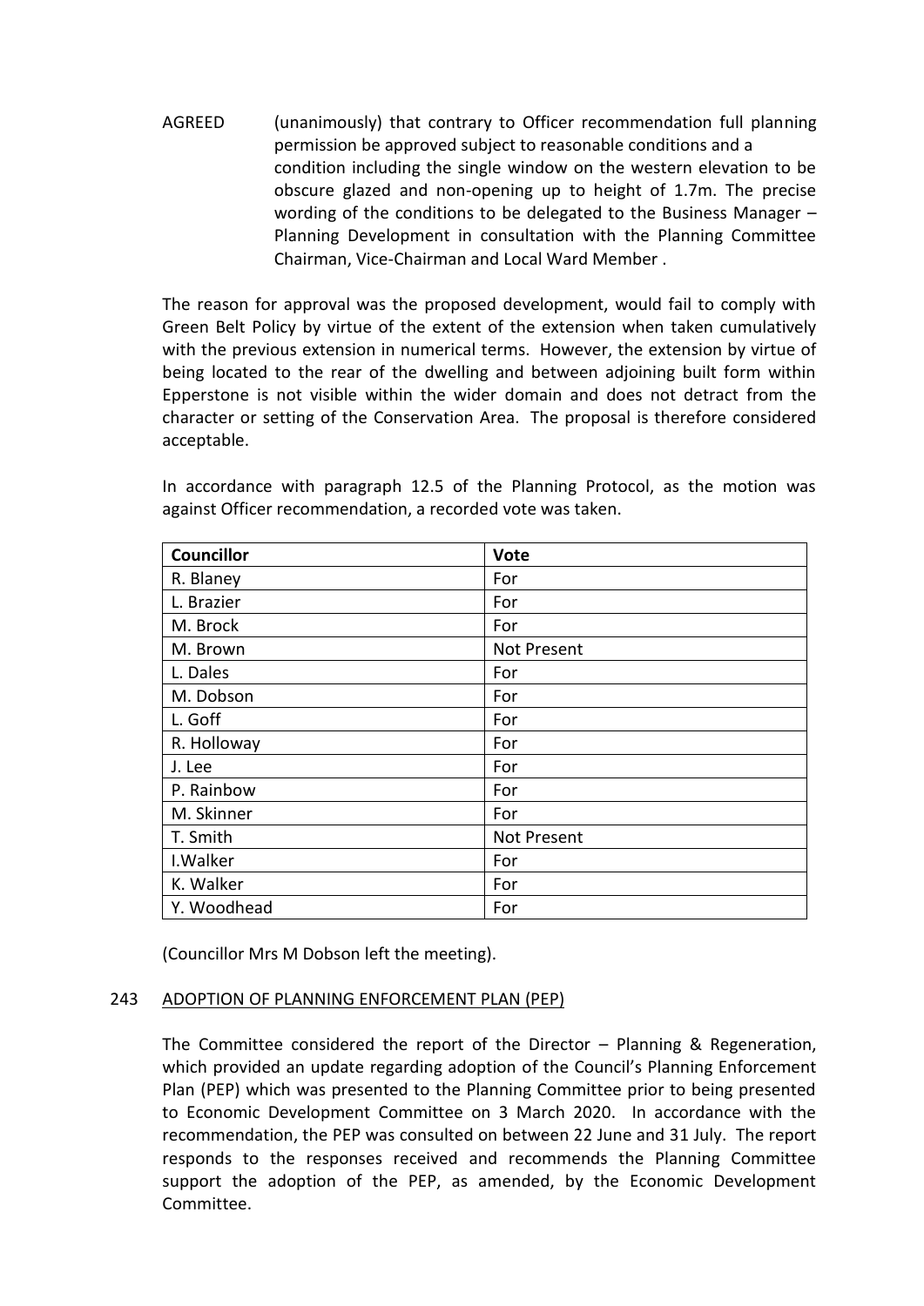AGREED (unanimously) that contrary to Officer recommendation full planning permission be approved subject to reasonable conditions and a condition including the single window on the western elevation to be obscure glazed and non-opening up to height of 1.7m. The precise wording of the conditions to be delegated to the Business Manager – Planning Development in consultation with the Planning Committee Chairman, Vice-Chairman and Local Ward Member .

The reason for approval was the proposed development, would fail to comply with Green Belt Policy by virtue of the extent of the extension when taken cumulatively with the previous extension in numerical terms. However, the extension by virtue of being located to the rear of the dwelling and between adjoining built form within Epperstone is not visible within the wider domain and does not detract from the character or setting of the Conservation Area. The proposal is therefore considered acceptable.

In accordance with paragraph 12.5 of the Planning Protocol, as the motion was against Officer recommendation, a recorded vote was taken.

| Councillor | Vote |
|---|---|
| R. Blaney | For |
| L. Brazier | For |
| M. Brock | For |
| M. Brown | Not Present |
| L. Dales | For |
| M. Dobson | For |
| L. Goff | For |
| R. Holloway | For |
| J. Lee | For |
| P. Rainbow | For |
| M. Skinner | For |
| T. Smith | Not Present |
| I.Walker | For |
| K. Walker | For |
| Y. Woodhead | For |

(Councillor Mrs M Dobson left the meeting).

## 243 ADOPTION OF PLANNING ENFORCEMENT PLAN (PEP)

The Committee considered the report of the Director – Planning & Regeneration, which provided an update regarding adoption of the Council's Planning Enforcement Plan (PEP) which was presented to the Planning Committee prior to being presented to Economic Development Committee on 3 March 2020. In accordance with the recommendation, the PEP was consulted on between 22 June and 31 July. The report responds to the responses received and recommends the Planning Committee support the adoption of the PEP, as amended, by the Economic Development Committee.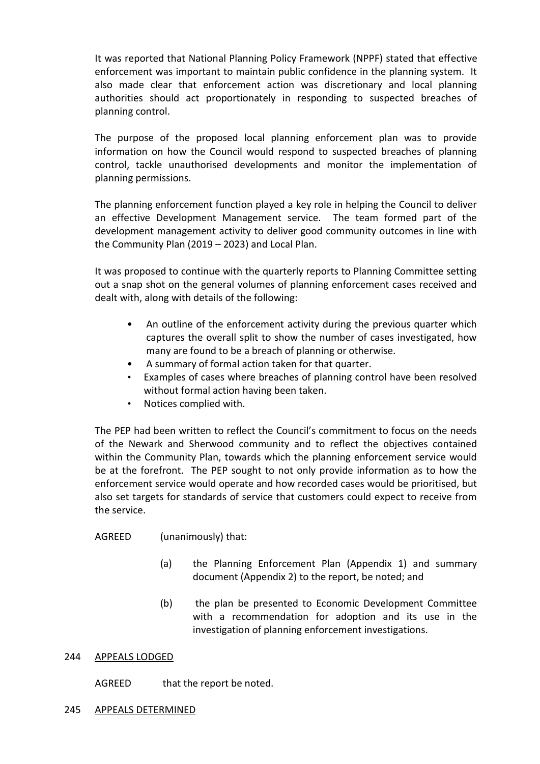It was reported that National Planning Policy Framework (NPPF) stated that effective enforcement was important to maintain public confidence in the planning system. It also made clear that enforcement action was discretionary and local planning authorities should act proportionately in responding to suspected breaches of planning control.

The purpose of the proposed local planning enforcement plan was to provide information on how the Council would respond to suspected breaches of planning control, tackle unauthorised developments and monitor the implementation of planning permissions.

The planning enforcement function played a key role in helping the Council to deliver an effective Development Management service. The team formed part of the development management activity to deliver good community outcomes in line with the Community Plan (2019 – 2023) and Local Plan.

It was proposed to continue with the quarterly reports to Planning Committee setting out a snap shot on the general volumes of planning enforcement cases received and dealt with, along with details of the following:

- An outline of the enforcement activity during the previous quarter which captures the overall split to show the number of cases investigated, how many are found to be a breach of planning or otherwise.
- A summary of formal action taken for that quarter.
- Examples of cases where breaches of planning control have been resolved without formal action having been taken.
- Notices complied with.

The PEP had been written to reflect the Council's commitment to focus on the needs of the Newark and Sherwood community and to reflect the objectives contained within the Community Plan, towards which the planning enforcement service would be at the forefront. The PEP sought to not only provide information as to how the enforcement service would operate and how recorded cases would be prioritised, but also set targets for standards of service that customers could expect to receive from the service.

AGREED (unanimously) that:

(a) the Planning Enforcement Plan (Appendix 1) and summary document (Appendix 2) to the report, be noted; and

(b) the plan be presented to Economic Development Committee with a recommendation for adoption and its use in the investigation of planning enforcement investigations.

## 244 APPEALS LODGED

AGREED that the report be noted.

## 245 APPEALS DETERMINED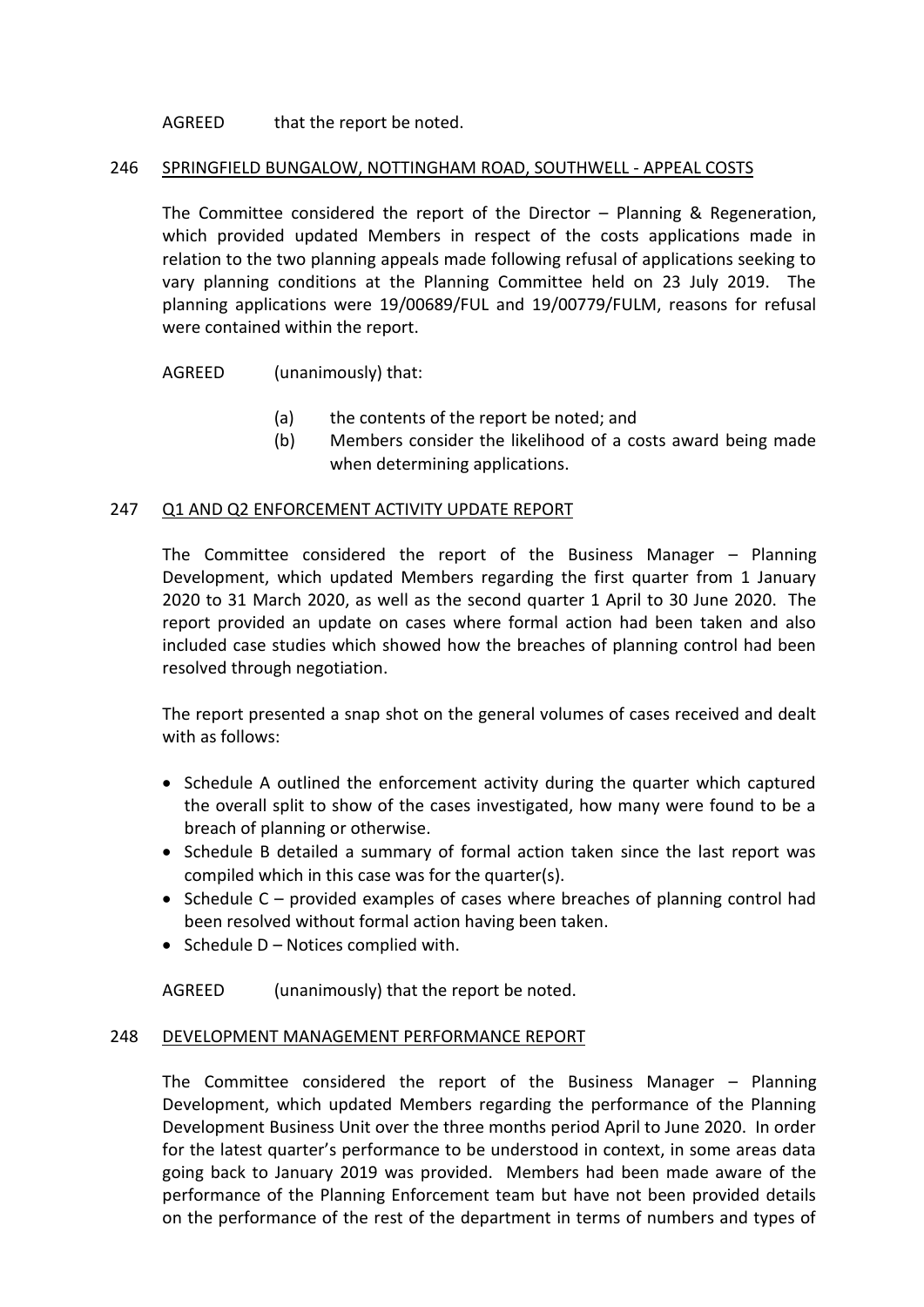AGREED that the report be noted.

## 246 SPRINGFIELD BUNGALOW, NOTTINGHAM ROAD, SOUTHWELL - APPEAL COSTS

The Committee considered the report of the Director – Planning & Regeneration, which provided updated Members in respect of the costs applications made in relation to the two planning appeals made following refusal of applications seeking to vary planning conditions at the Planning Committee held on 23 July 2019. The planning applications were 19/00689/FUL and 19/00779/FULM, reasons for refusal were contained within the report.

AGREED (unanimously) that:

- (a) the contents of the report be noted; and
- (b) Members consider the likelihood of a costs award being made when determining applications.

## 247 Q1 AND Q2 ENFORCEMENT ACTIVITY UPDATE REPORT

The Committee considered the report of the Business Manager – Planning Development, which updated Members regarding the first quarter from 1 January 2020 to 31 March 2020, as well as the second quarter 1 April to 30 June 2020. The report provided an update on cases where formal action had been taken and also included case studies which showed how the breaches of planning control had been resolved through negotiation.

The report presented a snap shot on the general volumes of cases received and dealt with as follows:

- Schedule A outlined the enforcement activity during the quarter which captured the overall split to show of the cases investigated, how many were found to be a breach of planning or otherwise.
- Schedule B detailed a summary of formal action taken since the last report was compiled which in this case was for the quarter(s).
- Schedule C – provided examples of cases where breaches of planning control had been resolved without formal action having been taken.
- Schedule D – Notices complied with.

AGREED (unanimously) that the report be noted.

## 248 DEVELOPMENT MANAGEMENT PERFORMANCE REPORT

The Committee considered the report of the Business Manager – Planning Development, which updated Members regarding the performance of the Planning Development Business Unit over the three months period April to June 2020. In order for the latest quarter's performance to be understood in context, in some areas data going back to January 2019 was provided. Members had been made aware of the performance of the Planning Enforcement team but have not been provided details on the performance of the rest of the department in terms of numbers and types of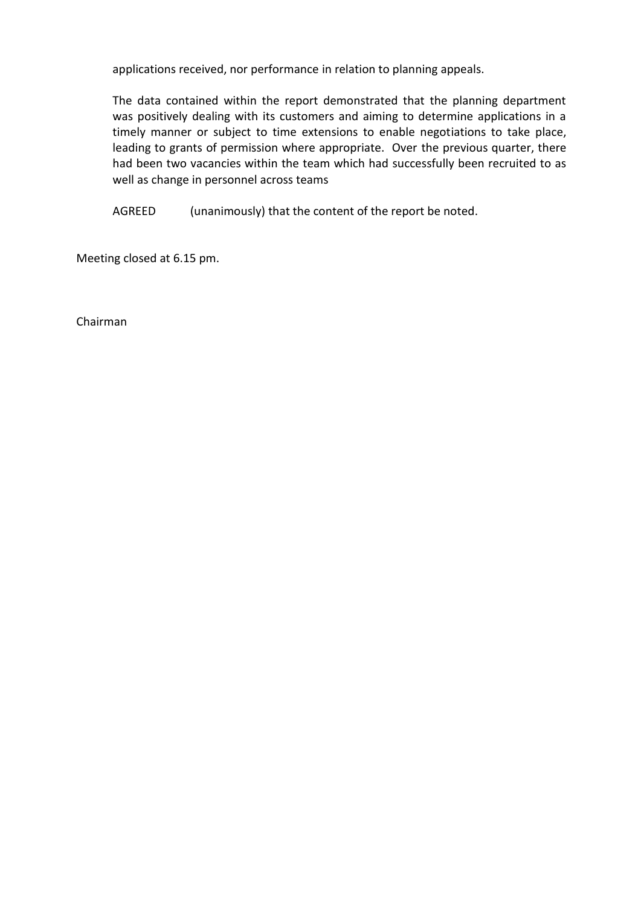applications received, nor performance in relation to planning appeals.

The data contained within the report demonstrated that the planning department was positively dealing with its customers and aiming to determine applications in a timely manner or subject to time extensions to enable negotiations to take place, leading to grants of permission where appropriate. Over the previous quarter, there had been two vacancies within the team which had successfully been recruited to as well as change in personnel across teams

AGREED (unanimously) that the content of the report be noted.

Meeting closed at 6.15 pm.

Chairman